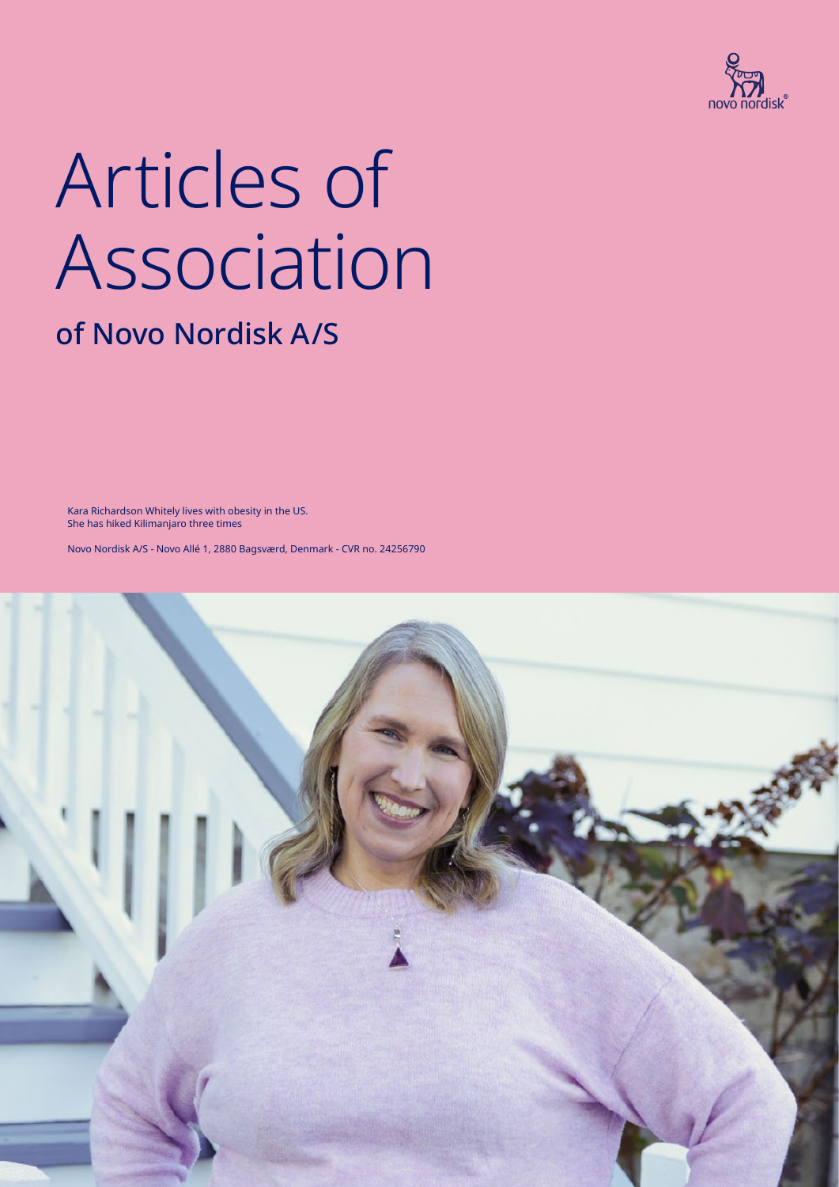# Articles of Association

## of Novo Nordisk A/S

Kara Richardson Whitely lives with obesity in the US.
She has hiked Kilimanjaro three times

Novo Nordisk A/S - Novo Allé 1, 2880 Bagsværd, Denmark - CVR no. 24256790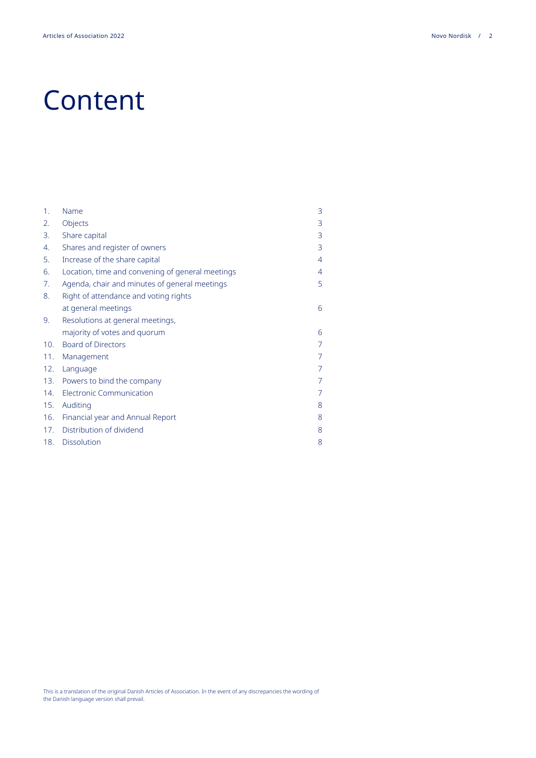# Content

| | | |
|---|---|---|
| 1. | Name | 3 |
| 2. | Objects | 3 |
| 3. | Share capital | 3 |
| 4. | Shares and register of owners | 3 |
| 5. | Increase of the share capital | 4 |
| 6. | Location, time and convening of general meetings | 4 |
| 7. | Agenda, chair and minutes of general meetings | 5 |
| 8. | Right of attendance and voting rights at general meetings | 6 |
| 9. | Resolutions at general meetings, majority of votes and quorum | 6 |
| 10. | Board of Directors | 7 |
| 11. | Management | 7 |
| 12. | Language | 7 |
| 13. | Powers to bind the company | 7 |
| 14. | Electronic Communication | 7 |
| 15. | Auditing | 8 |
| 16. | Financial year and Annual Report | 8 |
| 17. | Distribution of dividend | 8 |
| 18. | Dissolution | 8 |

This is a translation of the original Danish Articles of Association. In the event of any discrepancies the wording of the Danish language version shall prevail.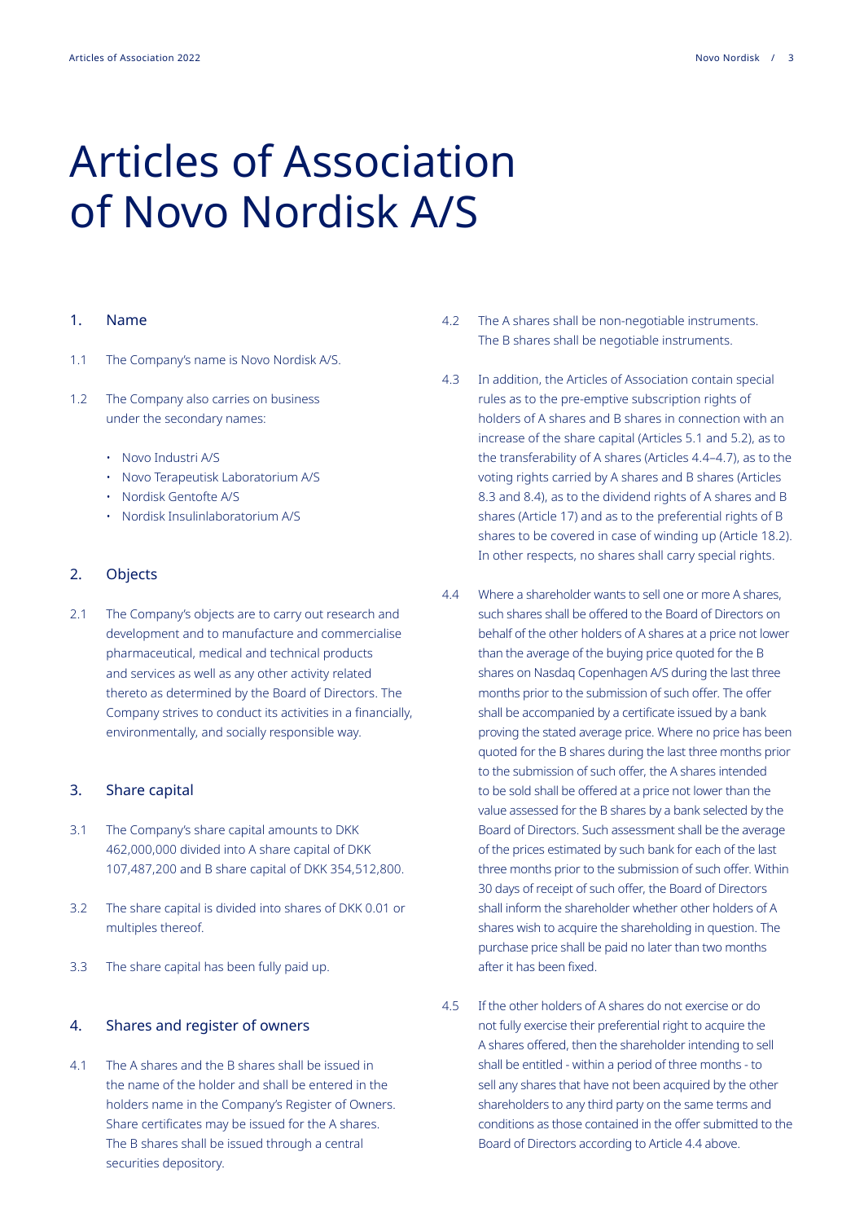# Articles of Association of Novo Nordisk A/S

## 1. Name

1.1 The Company's name is Novo Nordisk A/S.

1.2 The Company also carries on business under the secondary names:

- Novo Industri A/S
- Novo Terapeutisk Laboratorium A/S
- Nordisk Gentofte A/S
- Nordisk Insulinlaboratorium A/S

## 2. Objects

2.1 The Company's objects are to carry out research and development and to manufacture and commercialise pharmaceutical, medical and technical products and services as well as any other activity related thereto as determined by the Board of Directors. The Company strives to conduct its activities in a financially, environmentally, and socially responsible way.

## 3. Share capital

3.1 The Company's share capital amounts to DKK 462,000,000 divided into A share capital of DKK 107,487,200 and B share capital of DKK 354,512,800.

3.2 The share capital is divided into shares of DKK 0.01 or multiples thereof.

3.3 The share capital has been fully paid up.

## 4. Shares and register of owners

4.1 The A shares and the B shares shall be issued in the name of the holder and shall be entered in the holders name in the Company's Register of Owners. Share certificates may be issued for the A shares. The B shares shall be issued through a central securities depository.

4.2 The A shares shall be non-negotiable instruments. The B shares shall be negotiable instruments.

4.3 In addition, the Articles of Association contain special rules as to the pre-emptive subscription rights of holders of A shares and B shares in connection with an increase of the share capital (Articles 5.1 and 5.2), as to the transferability of A shares (Articles 4.4–4.7), as to the voting rights carried by A shares and B shares (Articles 8.3 and 8.4), as to the dividend rights of A shares and B shares (Article 17) and as to the preferential rights of B shares to be covered in case of winding up (Article 18.2). In other respects, no shares shall carry special rights.

4.4 Where a shareholder wants to sell one or more A shares, such shares shall be offered to the Board of Directors on behalf of the other holders of A shares at a price not lower than the average of the buying price quoted for the B shares on Nasdaq Copenhagen A/S during the last three months prior to the submission of such offer. The offer shall be accompanied by a certificate issued by a bank proving the stated average price. Where no price has been quoted for the B shares during the last three months prior to the submission of such offer, the A shares intended to be sold shall be offered at a price not lower than the value assessed for the B shares by a bank selected by the Board of Directors. Such assessment shall be the average of the prices estimated by such bank for each of the last three months prior to the submission of such offer. Within 30 days of receipt of such offer, the Board of Directors shall inform the shareholder whether other holders of A shares wish to acquire the shareholding in question. The purchase price shall be paid no later than two months after it has been fixed.

4.5 If the other holders of A shares do not exercise or do not fully exercise their preferential right to acquire the A shares offered, then the shareholder intending to sell shall be entitled - within a period of three months - to sell any shares that have not been acquired by the other shareholders to any third party on the same terms and conditions as those contained in the offer submitted to the Board of Directors according to Article 4.4 above.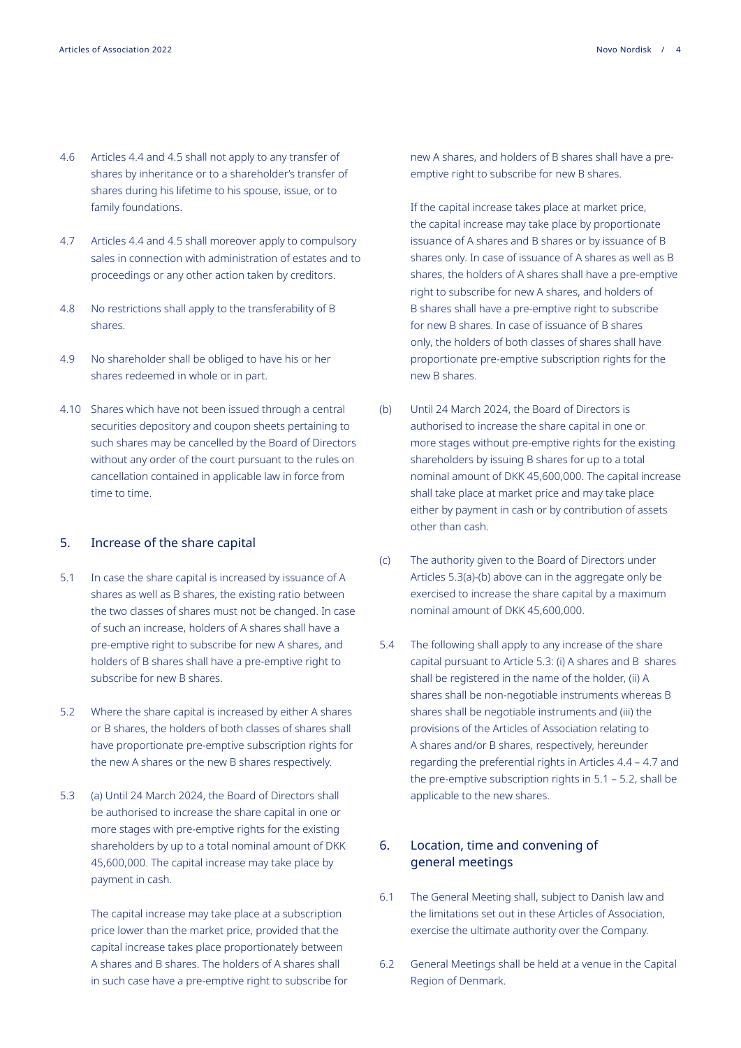4.6 Articles 4.4 and 4.5 shall not apply to any transfer of shares by inheritance or to a shareholder's transfer of shares during his lifetime to his spouse, issue, or to family foundations.

4.7 Articles 4.4 and 4.5 shall moreover apply to compulsory sales in connection with administration of estates and to proceedings or any other action taken by creditors.

4.8 No restrictions shall apply to the transferability of B shares.

4.9 No shareholder shall be obliged to have his or her shares redeemed in whole or in part.

4.10 Shares which have not been issued through a central securities depository and coupon sheets pertaining to such shares may be cancelled by the Board of Directors without any order of the court pursuant to the rules on cancellation contained in applicable law in force from time to time.

## 5. Increase of the share capital

5.1 In case the share capital is increased by issuance of A shares as well as B shares, the existing ratio between the two classes of shares must not be changed. In case of such an increase, holders of A shares shall have a pre-emptive right to subscribe for new A shares, and holders of B shares shall have a pre-emptive right to subscribe for new B shares.

5.2 Where the share capital is increased by either A shares or B shares, the holders of both classes of shares shall have proportionate pre-emptive subscription rights for the new A shares or the new B shares respectively.

5.3 (a) Until 24 March 2024, the Board of Directors shall be authorised to increase the share capital in one or more stages with pre-emptive rights for the existing shareholders by up to a total nominal amount of DKK 45,600,000. The capital increase may take place by payment in cash.

The capital increase may take place at a subscription price lower than the market price, provided that the capital increase takes place proportionately between A shares and B shares. The holders of A shares shall in such case have a pre-emptive right to subscribe for new A shares, and holders of B shares shall have a pre-emptive right to subscribe for new B shares.

If the capital increase takes place at market price, the capital increase may take place by proportionate issuance of A shares and B shares or by issuance of B shares only. In case of issuance of A shares as well as B shares, the holders of A shares shall have a pre-emptive right to subscribe for new A shares, and holders of B shares shall have a pre-emptive right to subscribe for new B shares. In case of issuance of B shares only, the holders of both classes of shares shall have proportionate pre-emptive subscription rights for the new B shares.

(b) Until 24 March 2024, the Board of Directors is authorised to increase the share capital in one or more stages without pre-emptive rights for the existing shareholders by issuing B shares for up to a total nominal amount of DKK 45,600,000. The capital increase shall take place at market price and may take place either by payment in cash or by contribution of assets other than cash.

(c) The authority given to the Board of Directors under Articles 5.3(a)-(b) above can in the aggregate only be exercised to increase the share capital by a maximum nominal amount of DKK 45,600,000.

5.4 The following shall apply to any increase of the share capital pursuant to Article 5.3: (i) A shares and B shares shall be registered in the name of the holder, (ii) A shares shall be non-negotiable instruments whereas B shares shall be negotiable instruments and (iii) the provisions of the Articles of Association relating to A shares and/or B shares, respectively, hereunder regarding the preferential rights in Articles 4.4 – 4.7 and the pre-emptive subscription rights in 5.1 – 5.2, shall be applicable to the new shares.

## 6. Location, time and convening of general meetings

6.1 The General Meeting shall, subject to Danish law and the limitations set out in these Articles of Association, exercise the ultimate authority over the Company.

6.2 General Meetings shall be held at a venue in the Capital Region of Denmark.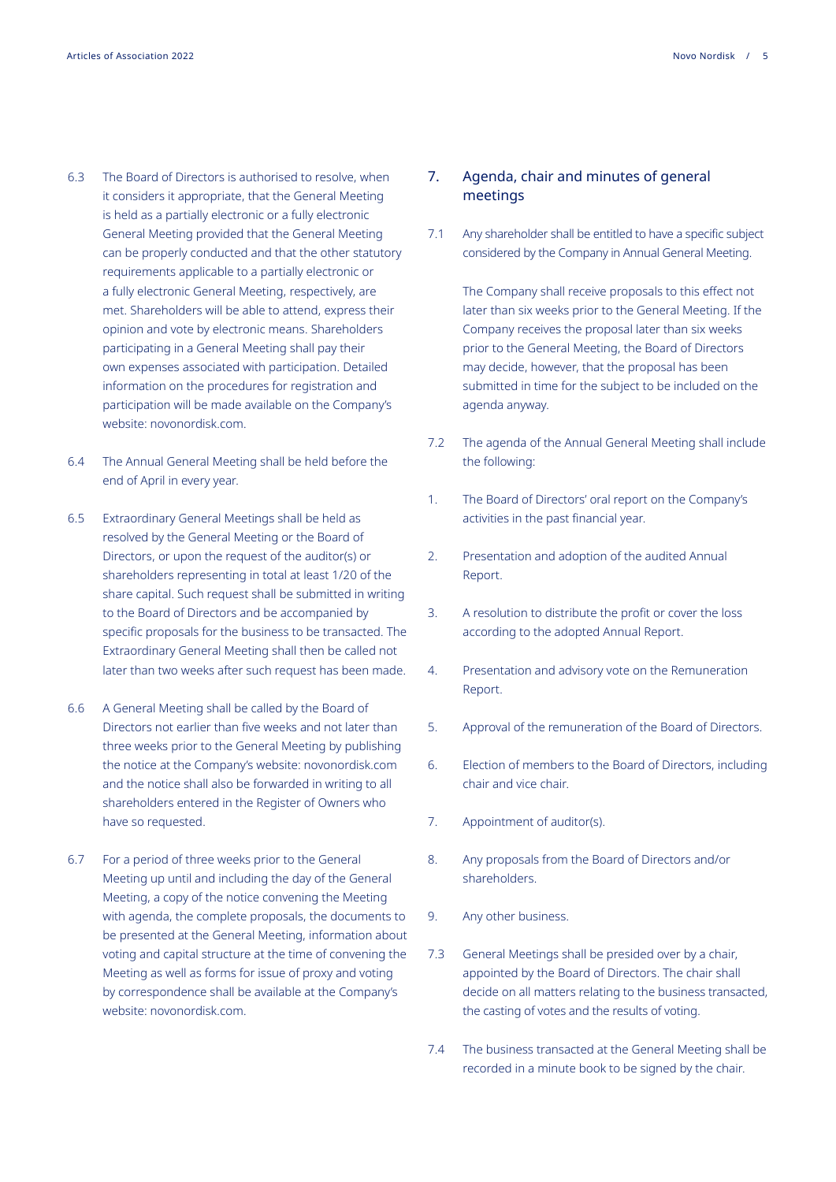6.3 The Board of Directors is authorised to resolve, when it considers it appropriate, that the General Meeting is held as a partially electronic or a fully electronic General Meeting provided that the General Meeting can be properly conducted and that the other statutory requirements applicable to a partially electronic or a fully electronic General Meeting, respectively, are met. Shareholders will be able to attend, express their opinion and vote by electronic means. Shareholders participating in a General Meeting shall pay their own expenses associated with participation. Detailed information on the procedures for registration and participation will be made available on the Company's website: novonordisk.com.

6.4 The Annual General Meeting shall be held before the end of April in every year.

6.5 Extraordinary General Meetings shall be held as resolved by the General Meeting or the Board of Directors, or upon the request of the auditor(s) or shareholders representing in total at least 1/20 of the share capital. Such request shall be submitted in writing to the Board of Directors and be accompanied by specific proposals for the business to be transacted. The Extraordinary General Meeting shall then be called not later than two weeks after such request has been made.

6.6 A General Meeting shall be called by the Board of Directors not earlier than five weeks and not later than three weeks prior to the General Meeting by publishing the notice at the Company's website: novonordisk.com and the notice shall also be forwarded in writing to all shareholders entered in the Register of Owners who have so requested.

6.7 For a period of three weeks prior to the General Meeting up until and including the day of the General Meeting, a copy of the notice convening the Meeting with agenda, the complete proposals, the documents to be presented at the General Meeting, information about voting and capital structure at the time of convening the Meeting as well as forms for issue of proxy and voting by correspondence shall be available at the Company's website: novonordisk.com.

## 7. Agenda, chair and minutes of general meetings

7.1 Any shareholder shall be entitled to have a specific subject considered by the Company in Annual General Meeting.

The Company shall receive proposals to this effect not later than six weeks prior to the General Meeting. If the Company receives the proposal later than six weeks prior to the General Meeting, the Board of Directors may decide, however, that the proposal has been submitted in time for the subject to be included on the agenda anyway.

7.2 The agenda of the Annual General Meeting shall include the following:

1. The Board of Directors' oral report on the Company's activities in the past financial year.
2. Presentation and adoption of the audited Annual Report.
3. A resolution to distribute the profit or cover the loss according to the adopted Annual Report.
4. Presentation and advisory vote on the Remuneration Report.
5. Approval of the remuneration of the Board of Directors.
6. Election of members to the Board of Directors, including chair and vice chair.
7. Appointment of auditor(s).
8. Any proposals from the Board of Directors and/or shareholders.
9. Any other business.

7.3 General Meetings shall be presided over by a chair, appointed by the Board of Directors. The chair shall decide on all matters relating to the business transacted, the casting of votes and the results of voting.

7.4 The business transacted at the General Meeting shall be recorded in a minute book to be signed by the chair.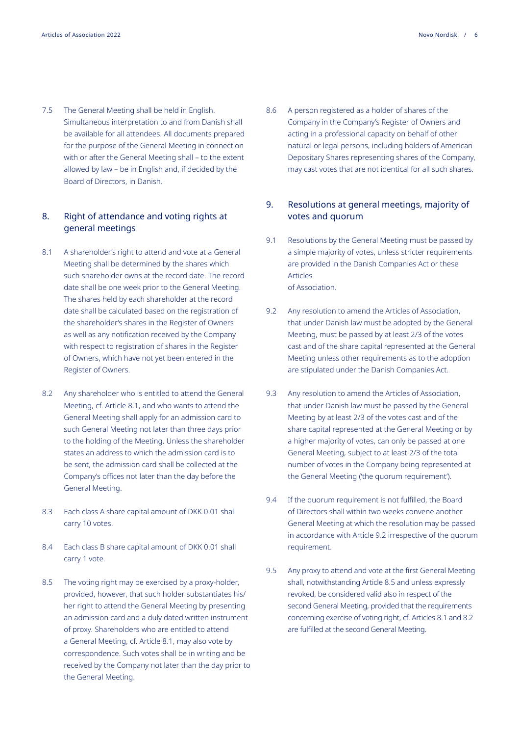7.5 The General Meeting shall be held in English. Simultaneous interpretation to and from Danish shall be available for all attendees. All documents prepared for the purpose of the General Meeting in connection with or after the General Meeting shall – to the extent allowed by law – be in English and, if decided by the Board of Directors, in Danish.

## 8. Right of attendance and voting rights at general meetings

8.1 A shareholder's right to attend and vote at a General Meeting shall be determined by the shares which such shareholder owns at the record date. The record date shall be one week prior to the General Meeting. The shares held by each shareholder at the record date shall be calculated based on the registration of the shareholder's shares in the Register of Owners as well as any notification received by the Company with respect to registration of shares in the Register of Owners, which have not yet been entered in the Register of Owners.

8.2 Any shareholder who is entitled to attend the General Meeting, cf. Article 8.1, and who wants to attend the General Meeting shall apply for an admission card to such General Meeting not later than three days prior to the holding of the Meeting. Unless the shareholder states an address to which the admission card is to be sent, the admission card shall be collected at the Company's offices not later than the day before the General Meeting.

8.3 Each class A share capital amount of DKK 0.01 shall carry 10 votes.

8.4 Each class B share capital amount of DKK 0.01 shall carry 1 vote.

8.5 The voting right may be exercised by a proxy-holder, provided, however, that such holder substantiates his/her right to attend the General Meeting by presenting an admission card and a duly dated written instrument of proxy. Shareholders who are entitled to attend a General Meeting, cf. Article 8.1, may also vote by correspondence. Such votes shall be in writing and be received by the Company not later than the day prior to the General Meeting.

8.6 A person registered as a holder of shares of the Company in the Company's Register of Owners and acting in a professional capacity on behalf of other natural or legal persons, including holders of American Depositary Shares representing shares of the Company, may cast votes that are not identical for all such shares.

## 9. Resolutions at general meetings, majority of votes and quorum

9.1 Resolutions by the General Meeting must be passed by a simple majority of votes, unless stricter requirements are provided in the Danish Companies Act or these Articles of Association.

9.2 Any resolution to amend the Articles of Association, that under Danish law must be adopted by the General Meeting, must be passed by at least 2/3 of the votes cast and of the share capital represented at the General Meeting unless other requirements as to the adoption are stipulated under the Danish Companies Act.

9.3 Any resolution to amend the Articles of Association, that under Danish law must be passed by the General Meeting by at least 2/3 of the votes cast and of the share capital represented at the General Meeting or by a higher majority of votes, can only be passed at one General Meeting, subject to at least 2/3 of the total number of votes in the Company being represented at the General Meeting ('the quorum requirement').

9.4 If the quorum requirement is not fulfilled, the Board of Directors shall within two weeks convene another General Meeting at which the resolution may be passed in accordance with Article 9.2 irrespective of the quorum requirement.

9.5 Any proxy to attend and vote at the first General Meeting shall, notwithstanding Article 8.5 and unless expressly revoked, be considered valid also in respect of the second General Meeting, provided that the requirements concerning exercise of voting right, cf. Articles 8.1 and 8.2 are fulfilled at the second General Meeting.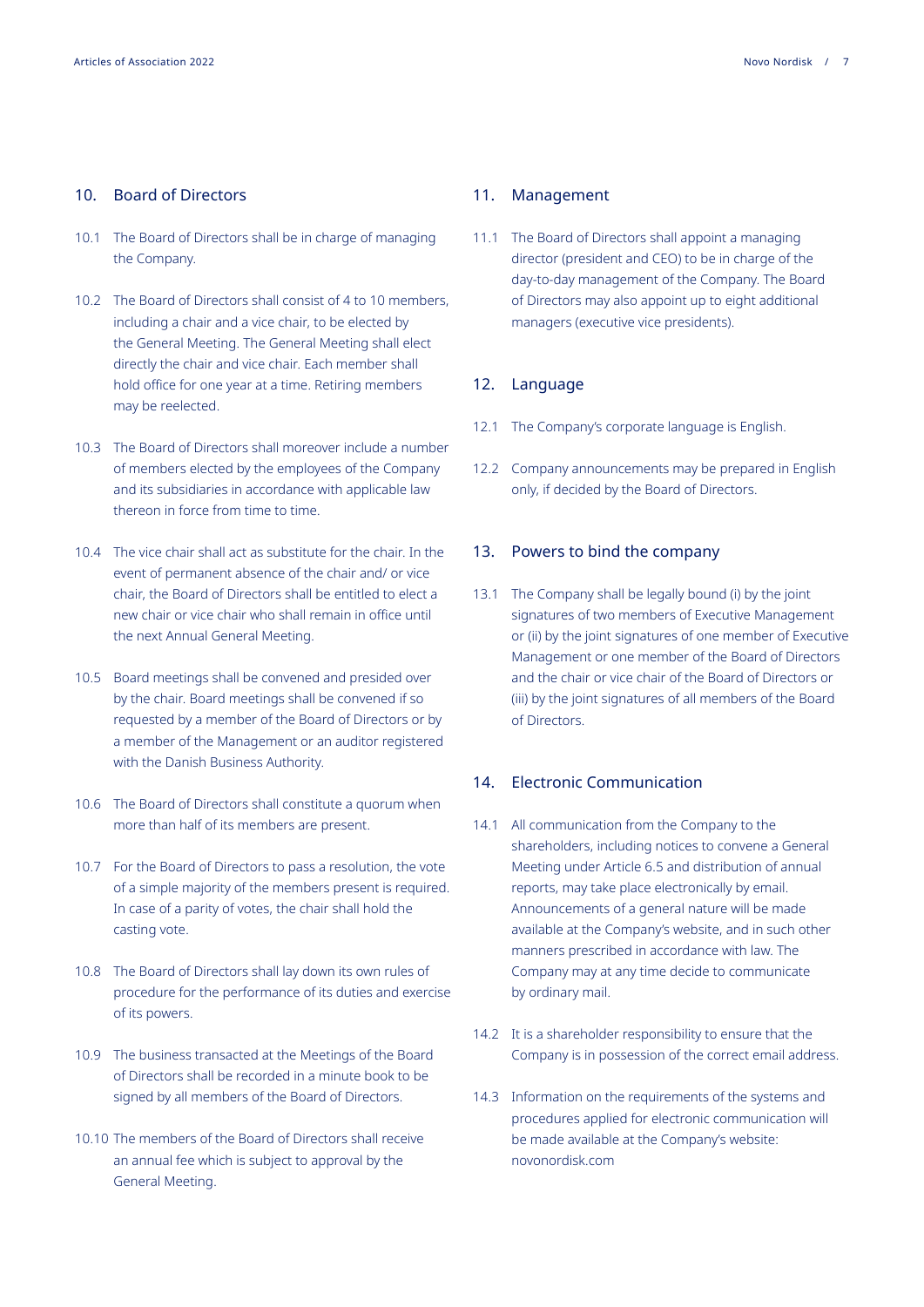## 10. Board of Directors

10.1 The Board of Directors shall be in charge of managing the Company.

10.2 The Board of Directors shall consist of 4 to 10 members, including a chair and a vice chair, to be elected by the General Meeting. The General Meeting shall elect directly the chair and vice chair. Each member shall hold office for one year at a time. Retiring members may be reelected.

10.3 The Board of Directors shall moreover include a number of members elected by the employees of the Company and its subsidiaries in accordance with applicable law thereon in force from time to time.

10.4 The vice chair shall act as substitute for the chair. In the event of permanent absence of the chair and/ or vice chair, the Board of Directors shall be entitled to elect a new chair or vice chair who shall remain in office until the next Annual General Meeting.

10.5 Board meetings shall be convened and presided over by the chair. Board meetings shall be convened if so requested by a member of the Board of Directors or by a member of the Management or an auditor registered with the Danish Business Authority.

10.6 The Board of Directors shall constitute a quorum when more than half of its members are present.

10.7 For the Board of Directors to pass a resolution, the vote of a simple majority of the members present is required. In case of a parity of votes, the chair shall hold the casting vote.

10.8 The Board of Directors shall lay down its own rules of procedure for the performance of its duties and exercise of its powers.

10.9 The business transacted at the Meetings of the Board of Directors shall be recorded in a minute book to be signed by all members of the Board of Directors.

10.10 The members of the Board of Directors shall receive an annual fee which is subject to approval by the General Meeting.

## 11. Management

11.1 The Board of Directors shall appoint a managing director (president and CEO) to be in charge of the day-to-day management of the Company. The Board of Directors may also appoint up to eight additional managers (executive vice presidents).

## 12. Language

12.1 The Company's corporate language is English.

12.2 Company announcements may be prepared in English only, if decided by the Board of Directors.

## 13. Powers to bind the company

13.1 The Company shall be legally bound (i) by the joint signatures of two members of Executive Management or (ii) by the joint signatures of one member of Executive Management or one member of the Board of Directors and the chair or vice chair of the Board of Directors or (iii) by the joint signatures of all members of the Board of Directors.

## 14. Electronic Communication

14.1 All communication from the Company to the shareholders, including notices to convene a General Meeting under Article 6.5 and distribution of annual reports, may take place electronically by email. Announcements of a general nature will be made available at the Company's website, and in such other manners prescribed in accordance with law. The Company may at any time decide to communicate by ordinary mail.

14.2 It is a shareholder responsibility to ensure that the Company is in possession of the correct email address.

14.3 Information on the requirements of the systems and procedures applied for electronic communication will be made available at the Company's website: novonordisk.com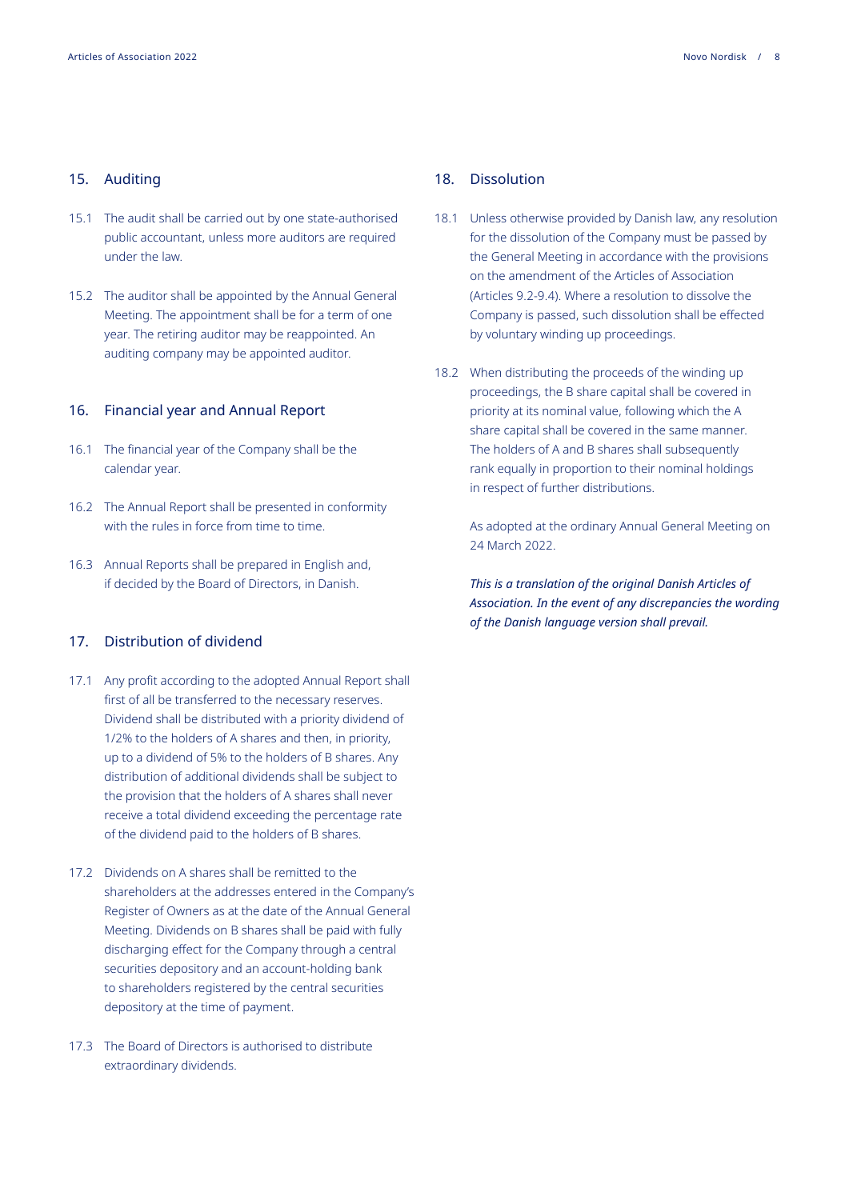## 15. Auditing

15.1 The audit shall be carried out by one state-authorised public accountant, unless more auditors are required under the law.

15.2 The auditor shall be appointed by the Annual General Meeting. The appointment shall be for a term of one year. The retiring auditor may be reappointed. An auditing company may be appointed auditor.

## 16. Financial year and Annual Report

16.1 The financial year of the Company shall be the calendar year.

16.2 The Annual Report shall be presented in conformity with the rules in force from time to time.

16.3 Annual Reports shall be prepared in English and, if decided by the Board of Directors, in Danish.

## 17. Distribution of dividend

17.1 Any profit according to the adopted Annual Report shall first of all be transferred to the necessary reserves. Dividend shall be distributed with a priority dividend of 1/2% to the holders of A shares and then, in priority, up to a dividend of 5% to the holders of B shares. Any distribution of additional dividends shall be subject to the provision that the holders of A shares shall never receive a total dividend exceeding the percentage rate of the dividend paid to the holders of B shares.

17.2 Dividends on A shares shall be remitted to the shareholders at the addresses entered in the Company's Register of Owners as at the date of the Annual General Meeting. Dividends on B shares shall be paid with fully discharging effect for the Company through a central securities depository and an account-holding bank to shareholders registered by the central securities depository at the time of payment.

17.3 The Board of Directors is authorised to distribute extraordinary dividends.

## 18. Dissolution

18.1 Unless otherwise provided by Danish law, any resolution for the dissolution of the Company must be passed by the General Meeting in accordance with the provisions on the amendment of the Articles of Association (Articles 9.2-9.4). Where a resolution to dissolve the Company is passed, such dissolution shall be effected by voluntary winding up proceedings.

18.2 When distributing the proceeds of the winding up proceedings, the B share capital shall be covered in priority at its nominal value, following which the A share capital shall be covered in the same manner. The holders of A and B shares shall subsequently rank equally in proportion to their nominal holdings in respect of further distributions.

As adopted at the ordinary Annual General Meeting on 24 March 2022.

***This is a translation of the original Danish Articles of Association. In the event of any discrepancies the wording of the Danish language version shall prevail.***